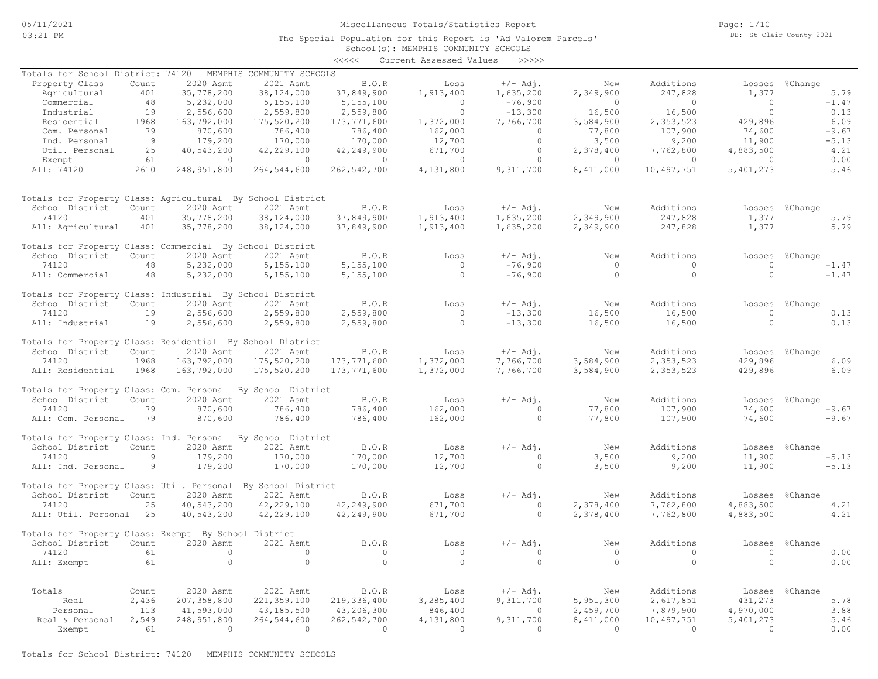# Miscellaneous Totals/Statistics Report

The Special Population for this Report is 'Ad Valorem Parcels'
School(s): MEMPHIS COMMUNITY SCHOOLS
<<<<< Current Assessed Values >>>>>

## Totals for School District: 74120 MEMPHIS COMMUNITY SCHOOLS

| Property Class | Count | 2020 Asmt | 2021 Asmt | B.O.R | Loss | +/- Adj. | New | Additions | Losses | %Change |
|---|---|---|---|---|---|---|---|---|---|---|
| Agricultural | 401 | 35,778,200 | 38,124,000 | 37,849,900 | 1,913,400 | 1,635,200 | 2,349,900 | 247,828 | 1,377 | 5.79 |
| Commercial | 48 | 5,232,000 | 5,155,100 | 5,155,100 | 0 | -76,900 | 0 | 0 | 0 | -1.47 |
| Industrial | 19 | 2,556,600 | 2,559,800 | 2,559,800 | 0 | -13,300 | 16,500 | 16,500 | 0 | 0.13 |
| Residential | 1968 | 163,792,000 | 175,520,200 | 173,771,600 | 1,372,000 | 7,766,700 | 3,584,900 | 2,353,523 | 429,896 | 6.09 |
| Com. Personal | 79 | 870,600 | 786,400 | 786,400 | 162,000 | 0 | 77,800 | 107,900 | 74,600 | -9.67 |
| Ind. Personal | 9 | 179,200 | 170,000 | 170,000 | 12,700 | 0 | 3,500 | 9,200 | 11,900 | -5.13 |
| Util. Personal | 25 | 40,543,200 | 42,229,100 | 42,249,900 | 671,700 | 0 | 2,378,400 | 7,762,800 | 4,883,500 | 4.21 |
| Exempt | 61 | 0 | 0 | 0 | 0 | 0 | 0 | 0 | 0 | 0.00 |
| All: 74120 | 2610 | 248,951,800 | 264,544,600 | 262,542,700 | 4,131,800 | 9,311,700 | 8,411,000 | 10,497,751 | 5,401,273 | 5.46 |

## Totals for Property Class: Agricultural By School District

| School District | Count | 2020 Asmt | 2021 Asmt | B.O.R | Loss | +/- Adj. | New | Additions | Losses | %Change |
|---|---|---|---|---|---|---|---|---|---|---|
| 74120 | 401 | 35,778,200 | 38,124,000 | 37,849,900 | 1,913,400 | 1,635,200 | 2,349,900 | 247,828 | 1,377 | 5.79 |
| All: Agricultural | 401 | 35,778,200 | 38,124,000 | 37,849,900 | 1,913,400 | 1,635,200 | 2,349,900 | 247,828 | 1,377 | 5.79 |

## Totals for Property Class: Commercial By School District

| School District | Count | 2020 Asmt | 2021 Asmt | B.O.R | Loss | +/- Adj. | New | Additions | Losses | %Change |
|---|---|---|---|---|---|---|---|---|---|---|
| 74120 | 48 | 5,232,000 | 5,155,100 | 5,155,100 | 0 | -76,900 | 0 | 0 | 0 | -1.47 |
| All: Commercial | 48 | 5,232,000 | 5,155,100 | 5,155,100 | 0 | -76,900 | 0 | 0 | 0 | -1.47 |

## Totals for Property Class: Industrial By School District

| School District | Count | 2020 Asmt | 2021 Asmt | B.O.R | Loss | +/- Adj. | New | Additions | Losses | %Change |
|---|---|---|---|---|---|---|---|---|---|---|
| 74120 | 19 | 2,556,600 | 2,559,800 | 2,559,800 | 0 | -13,300 | 16,500 | 16,500 | 0 | 0.13 |
| All: Industrial | 19 | 2,556,600 | 2,559,800 | 2,559,800 | 0 | -13,300 | 16,500 | 16,500 | 0 | 0.13 |

## Totals for Property Class: Residential By School District

| School District | Count | 2020 Asmt | 2021 Asmt | B.O.R | Loss | +/- Adj. | New | Additions | Losses | %Change |
|---|---|---|---|---|---|---|---|---|---|---|
| 74120 | 1968 | 163,792,000 | 175,520,200 | 173,771,600 | 1,372,000 | 7,766,700 | 3,584,900 | 2,353,523 | 429,896 | 6.09 |
| All: Residential | 1968 | 163,792,000 | 175,520,200 | 173,771,600 | 1,372,000 | 7,766,700 | 3,584,900 | 2,353,523 | 429,896 | 6.09 |

## Totals for Property Class: Com. Personal By School District

| School District | Count | 2020 Asmt | 2021 Asmt | B.O.R | Loss | +/- Adj. | New | Additions | Losses | %Change |
|---|---|---|---|---|---|---|---|---|---|---|
| 74120 | 79 | 870,600 | 786,400 | 786,400 | 162,000 | 0 | 77,800 | 107,900 | 74,600 | -9.67 |
| All: Com. Personal | 79 | 870,600 | 786,400 | 786,400 | 162,000 | 0 | 77,800 | 107,900 | 74,600 | -9.67 |

## Totals for Property Class: Ind. Personal By School District

| School District | Count | 2020 Asmt | 2021 Asmt | B.O.R | Loss | +/- Adj. | New | Additions | Losses | %Change |
|---|---|---|---|---|---|---|---|---|---|---|
| 74120 | 9 | 179,200 | 170,000 | 170,000 | 12,700 | 0 | 3,500 | 9,200 | 11,900 | -5.13 |
| All: Ind. Personal | 9 | 179,200 | 170,000 | 170,000 | 12,700 | 0 | 3,500 | 9,200 | 11,900 | -5.13 |

## Totals for Property Class: Util. Personal By School District

| School District | Count | 2020 Asmt | 2021 Asmt | B.O.R | Loss | +/- Adj. | New | Additions | Losses | %Change |
|---|---|---|---|---|---|---|---|---|---|---|
| 74120 | 25 | 40,543,200 | 42,229,100 | 42,249,900 | 671,700 | 0 | 2,378,400 | 7,762,800 | 4,883,500 | 4.21 |
| All: Util. Personal | 25 | 40,543,200 | 42,229,100 | 42,249,900 | 671,700 | 0 | 2,378,400 | 7,762,800 | 4,883,500 | 4.21 |

## Totals for Property Class: Exempt By School District

| School District | Count | 2020 Asmt | 2021 Asmt | B.O.R | Loss | +/- Adj. | New | Additions | Losses | %Change |
|---|---|---|---|---|---|---|---|---|---|---|
| 74120 | 61 | 0 | 0 | 0 | 0 | 0 | 0 | 0 | 0 | 0.00 |
| All: Exempt | 61 | 0 | 0 | 0 | 0 | 0 | 0 | 0 | 0 | 0.00 |

## Totals

| Totals | Count | 2020 Asmt | 2021 Asmt | B.O.R | Loss | +/- Adj. | New | Additions | Losses | %Change |
|---|---|---|---|---|---|---|---|---|---|---|
| Real | 2,436 | 207,358,800 | 221,359,100 | 219,336,400 | 3,285,400 | 9,311,700 | 5,951,300 | 2,617,851 | 431,273 | 5.78 |
| Personal | 113 | 41,593,000 | 43,185,500 | 43,206,300 | 846,400 | 0 | 2,459,700 | 7,879,900 | 4,970,000 | 3.88 |
| Real & Personal | 2,549 | 248,951,800 | 264,544,600 | 262,542,700 | 4,131,800 | 9,311,700 | 8,411,000 | 10,497,751 | 5,401,273 | 5.46 |
| Exempt | 61 | 0 | 0 | 0 | 0 | 0 | 0 | 0 | 0 | 0.00 |

Totals for School District: 74120 MEMPHIS COMMUNITY SCHOOLS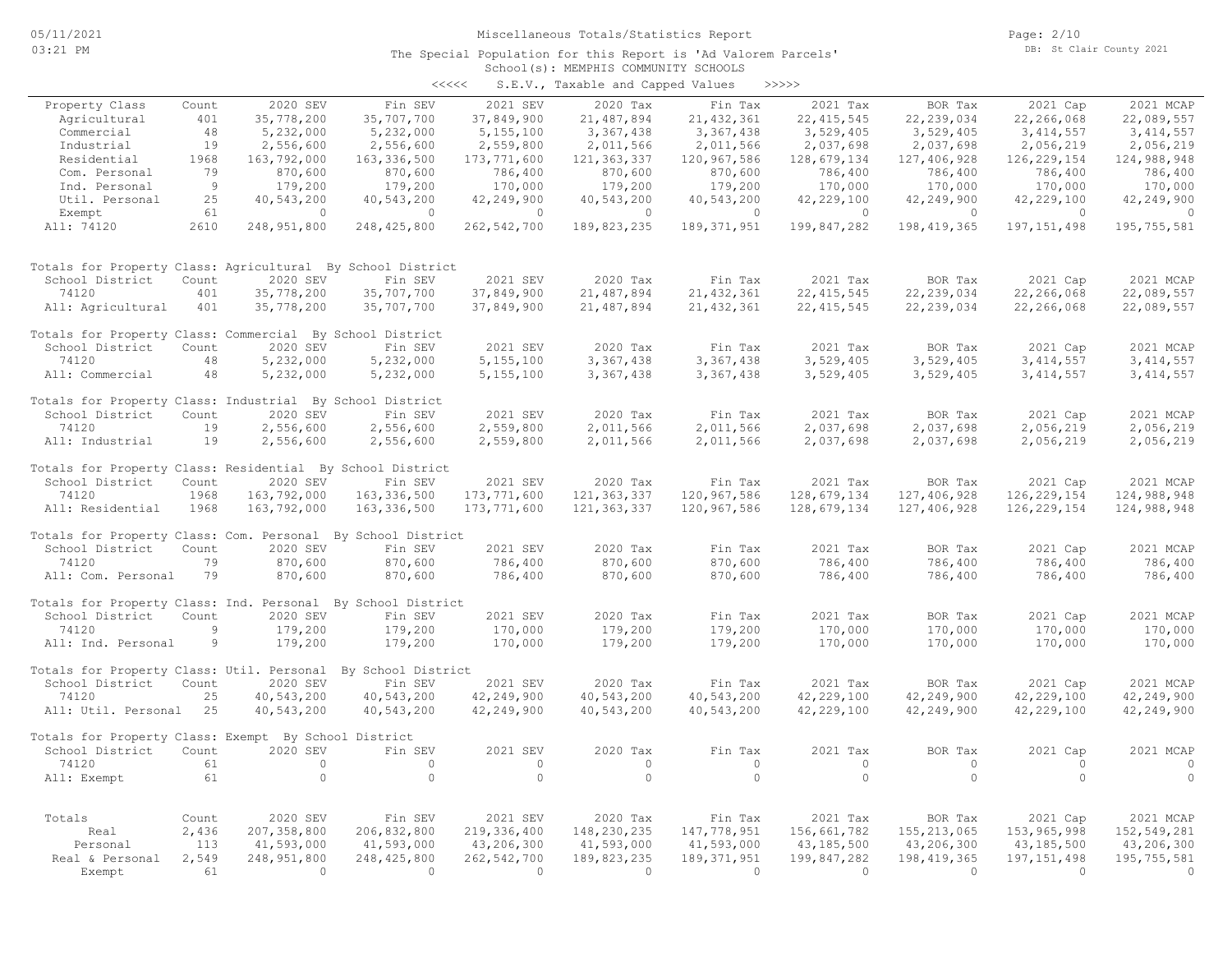Miscellaneous Totals/Statistics Report

The Special Population for this Report is 'Ad Valorem Parcels'

School(s): MEMPHIS COMMUNITY SCHOOLS

<<<<< S.E.V., Taxable and Capped Values >>>>>

| Property Class | Count | 2020 SEV | Fin SEV | 2021 SEV | 2020 Tax | Fin Tax | 2021 Tax | BOR Tax | 2021 Cap | 2021 MCAP |
|---|---|---|---|---|---|---|---|---|---|---|
| Agricultural | 401 | 35,778,200 | 35,707,700 | 37,849,900 | 21,487,894 | 21,432,361 | 22,415,545 | 22,239,034 | 22,266,068 | 22,089,557 |
| Commercial | 48 | 5,232,000 | 5,232,000 | 5,155,100 | 3,367,438 | 3,367,438 | 3,529,405 | 3,529,405 | 3,414,557 | 3,414,557 |
| Industrial | 19 | 2,556,600 | 2,556,600 | 2,559,800 | 2,011,566 | 2,011,566 | 2,037,698 | 2,037,698 | 2,056,219 | 2,056,219 |
| Residential | 1968 | 163,792,000 | 163,336,500 | 173,771,600 | 121,363,337 | 120,967,586 | 128,679,134 | 127,406,928 | 126,229,154 | 124,988,948 |
| Com. Personal | 79 | 870,600 | 870,600 | 786,400 | 870,600 | 870,600 | 786,400 | 786,400 | 786,400 | 786,400 |
| Ind. Personal | 9 | 179,200 | 179,200 | 170,000 | 179,200 | 179,200 | 170,000 | 170,000 | 170,000 | 170,000 |
| Util. Personal | 25 | 40,543,200 | 40,543,200 | 42,249,900 | 40,543,200 | 40,543,200 | 42,229,100 | 42,249,900 | 42,229,100 | 42,249,900 |
| Exempt | 61 | 0 | 0 | 0 | 0 | 0 | 0 | 0 | 0 | 0 |
| All: 74120 | 2610 | 248,951,800 | 248,425,800 | 262,542,700 | 189,823,235 | 189,371,951 | 199,847,282 | 198,419,365 | 197,151,498 | 195,755,581 |

Totals for Property Class: Agricultural By School District

| School District | Count | 2020 SEV | Fin SEV | 2021 SEV | 2020 Tax | Fin Tax | 2021 Tax | BOR Tax | 2021 Cap | 2021 MCAP |
|---|---|---|---|---|---|---|---|---|---|---|
| 74120 | 401 | 35,778,200 | 35,707,700 | 37,849,900 | 21,487,894 | 21,432,361 | 22,415,545 | 22,239,034 | 22,266,068 | 22,089,557 |
| All: Agricultural | 401 | 35,778,200 | 35,707,700 | 37,849,900 | 21,487,894 | 21,432,361 | 22,415,545 | 22,239,034 | 22,266,068 | 22,089,557 |

Totals for Property Class: Commercial By School District

| School District | Count | 2020 SEV | Fin SEV | 2021 SEV | 2020 Tax | Fin Tax | 2021 Tax | BOR Tax | 2021 Cap | 2021 MCAP |
|---|---|---|---|---|---|---|---|---|---|---|
| 74120 | 48 | 5,232,000 | 5,232,000 | 5,155,100 | 3,367,438 | 3,367,438 | 3,529,405 | 3,529,405 | 3,414,557 | 3,414,557 |
| All: Commercial | 48 | 5,232,000 | 5,232,000 | 5,155,100 | 3,367,438 | 3,367,438 | 3,529,405 | 3,529,405 | 3,414,557 | 3,414,557 |

Totals for Property Class: Industrial By School District

| School District | Count | 2020 SEV | Fin SEV | 2021 SEV | 2020 Tax | Fin Tax | 2021 Tax | BOR Tax | 2021 Cap | 2021 MCAP |
|---|---|---|---|---|---|---|---|---|---|---|
| 74120 | 19 | 2,556,600 | 2,556,600 | 2,559,800 | 2,011,566 | 2,011,566 | 2,037,698 | 2,037,698 | 2,056,219 | 2,056,219 |
| All: Industrial | 19 | 2,556,600 | 2,556,600 | 2,559,800 | 2,011,566 | 2,011,566 | 2,037,698 | 2,037,698 | 2,056,219 | 2,056,219 |

Totals for Property Class: Residential By School District

| School District | Count | 2020 SEV | Fin SEV | 2021 SEV | 2020 Tax | Fin Tax | 2021 Tax | BOR Tax | 2021 Cap | 2021 MCAP |
|---|---|---|---|---|---|---|---|---|---|---|
| 74120 | 1968 | 163,792,000 | 163,336,500 | 173,771,600 | 121,363,337 | 120,967,586 | 128,679,134 | 127,406,928 | 126,229,154 | 124,988,948 |
| All: Residential | 1968 | 163,792,000 | 163,336,500 | 173,771,600 | 121,363,337 | 120,967,586 | 128,679,134 | 127,406,928 | 126,229,154 | 124,988,948 |

Totals for Property Class: Com. Personal By School District

| School District | Count | 2020 SEV | Fin SEV | 2021 SEV | 2020 Tax | Fin Tax | 2021 Tax | BOR Tax | 2021 Cap | 2021 MCAP |
|---|---|---|---|---|---|---|---|---|---|---|
| 74120 | 79 | 870,600 | 870,600 | 786,400 | 870,600 | 870,600 | 786,400 | 786,400 | 786,400 | 786,400 |
| All: Com. Personal | 79 | 870,600 | 870,600 | 786,400 | 870,600 | 870,600 | 786,400 | 786,400 | 786,400 | 786,400 |

Totals for Property Class: Ind. Personal By School District

| School District | Count | 2020 SEV | Fin SEV | 2021 SEV | 2020 Tax | Fin Tax | 2021 Tax | BOR Tax | 2021 Cap | 2021 MCAP |
|---|---|---|---|---|---|---|---|---|---|---|
| 74120 | 9 | 179,200 | 179,200 | 170,000 | 179,200 | 179,200 | 170,000 | 170,000 | 170,000 | 170,000 |
| All: Ind. Personal | 9 | 179,200 | 179,200 | 170,000 | 179,200 | 179,200 | 170,000 | 170,000 | 170,000 | 170,000 |

Totals for Property Class: Util. Personal By School District

| School District | Count | 2020 SEV | Fin SEV | 2021 SEV | 2020 Tax | Fin Tax | 2021 Tax | BOR Tax | 2021 Cap | 2021 MCAP |
|---|---|---|---|---|---|---|---|---|---|---|
| 74120 | 25 | 40,543,200 | 40,543,200 | 42,249,900 | 40,543,200 | 40,543,200 | 42,229,100 | 42,249,900 | 42,229,100 | 42,249,900 |
| All: Util. Personal | 25 | 40,543,200 | 40,543,200 | 42,249,900 | 40,543,200 | 40,543,200 | 42,229,100 | 42,249,900 | 42,229,100 | 42,249,900 |

Totals for Property Class: Exempt By School District

| School District | Count | 2020 SEV | Fin SEV | 2021 SEV | 2020 Tax | Fin Tax | 2021 Tax | BOR Tax | 2021 Cap | 2021 MCAP |
|---|---|---|---|---|---|---|---|---|---|---|
| 74120 | 61 | 0 | 0 | 0 | 0 | 0 | 0 | 0 | 0 | 0 |
| All: Exempt | 61 | 0 | 0 | 0 | 0 | 0 | 0 | 0 | 0 | 0 |

| Totals | Count | 2020 SEV | Fin SEV | 2021 SEV | 2020 Tax | Fin Tax | 2021 Tax | BOR Tax | 2021 Cap | 2021 MCAP |
|---|---|---|---|---|---|---|---|---|---|---|
| Real | 2,436 | 207,358,800 | 206,832,800 | 219,336,400 | 148,230,235 | 147,778,951 | 156,661,782 | 155,213,065 | 153,965,998 | 152,549,281 |
| Personal | 113 | 41,593,000 | 41,593,000 | 43,206,300 | 41,593,000 | 41,593,000 | 43,185,500 | 43,206,300 | 43,185,500 | 43,206,300 |
| Real & Personal | 2,549 | 248,951,800 | 248,425,800 | 262,542,700 | 189,823,235 | 189,371,951 | 199,847,282 | 198,419,365 | 197,151,498 | 195,755,581 |
| Exempt | 61 | 0 | 0 | 0 | 0 | 0 | 0 | 0 | 0 | 0 |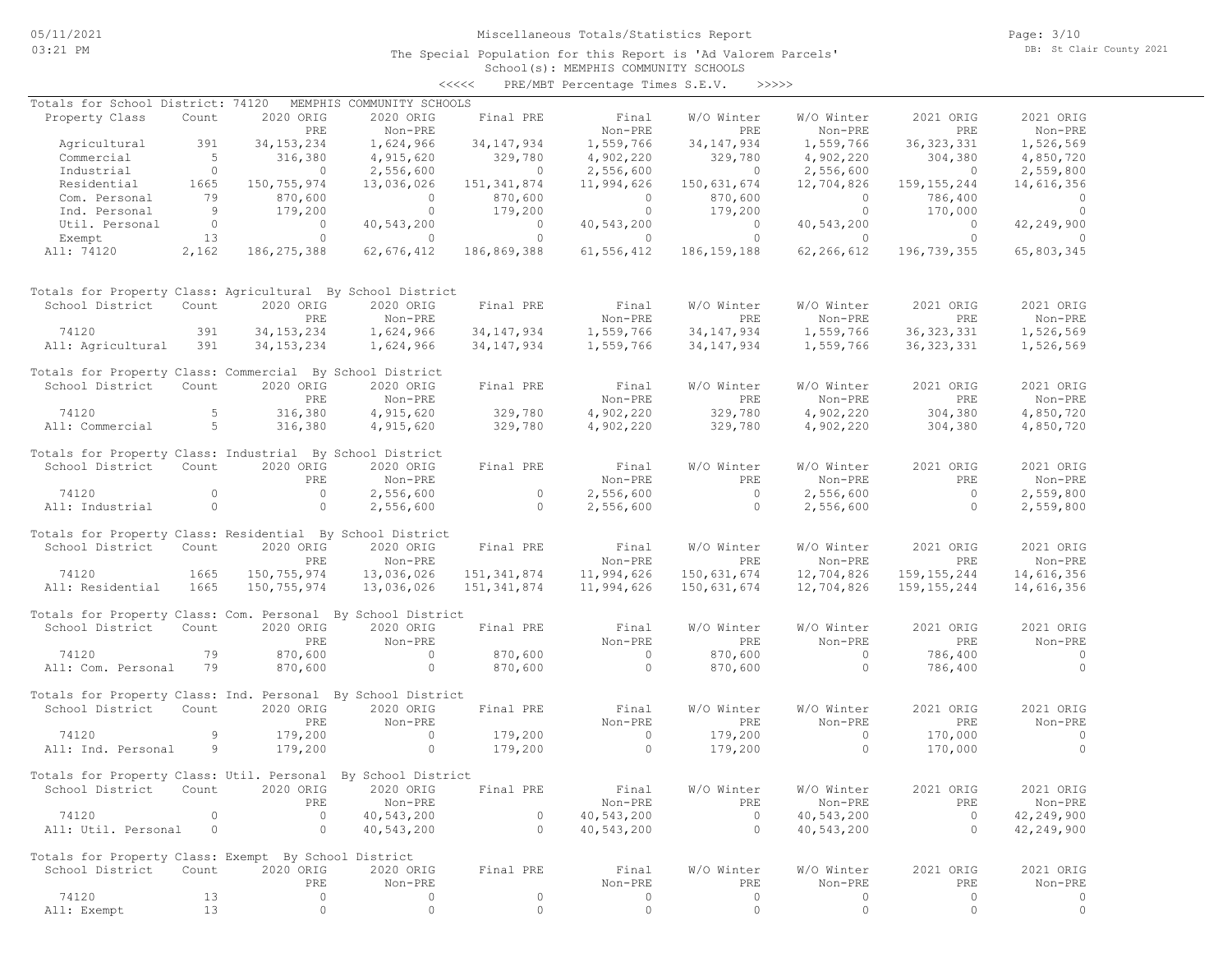# Miscellaneous Totals/Statistics Report

The Special Population for this Report is 'Ad Valorem Parcels'
School(s): MEMPHIS COMMUNITY SCHOOLS
<<<<< PRE/MBT Percentage Times S.E.V. >>>>>

Totals for School District: 74120 MEMPHIS COMMUNITY SCHOOLS

| Property Class | Count | 2020 ORIG PRE | 2020 ORIG Non-PRE | Final PRE | Final Non-PRE | W/O Winter PRE | W/O Winter Non-PRE | 2021 ORIG PRE | 2021 ORIG Non-PRE |
|---|---|---|---|---|---|---|---|---|---|
| Agricultural | 391 | 34,153,234 | 1,624,966 | 34,147,934 | 1,559,766 | 34,147,934 | 1,559,766 | 36,323,331 | 1,526,569 |
| Commercial | 5 | 316,380 | 4,915,620 | 329,780 | 4,902,220 | 329,780 | 4,902,220 | 304,380 | 4,850,720 |
| Industrial | 0 | 0 | 2,556,600 | 0 | 2,556,600 | 0 | 2,556,600 | 0 | 2,559,800 |
| Residential | 1665 | 150,755,974 | 13,036,026 | 151,341,874 | 11,994,626 | 150,631,674 | 12,704,826 | 159,155,244 | 14,616,356 |
| Com. Personal | 79 | 870,600 | 0 | 870,600 | 0 | 870,600 | 0 | 786,400 | 0 |
| Ind. Personal | 9 | 179,200 | 0 | 179,200 | 0 | 179,200 | 0 | 170,000 | 0 |
| Util. Personal | 0 | 0 | 40,543,200 | 0 | 40,543,200 | 0 | 40,543,200 | 0 | 42,249,900 |
| Exempt | 13 | 0 | 0 | 0 | 0 | 0 | 0 | 0 | 0 |
| All: 74120 | 2,162 | 186,275,388 | 62,676,412 | 186,869,388 | 61,556,412 | 186,159,188 | 62,266,612 | 196,739,355 | 65,803,345 |

Totals for Property Class: Agricultural By School District

| School District | Count | 2020 ORIG PRE | 2020 ORIG Non-PRE | Final PRE | Final Non-PRE | W/O Winter PRE | W/O Winter Non-PRE | 2021 ORIG PRE | 2021 ORIG Non-PRE |
|---|---|---|---|---|---|---|---|---|---|
| 74120 | 391 | 34,153,234 | 1,624,966 | 34,147,934 | 1,559,766 | 34,147,934 | 1,559,766 | 36,323,331 | 1,526,569 |
| All: Agricultural | 391 | 34,153,234 | 1,624,966 | 34,147,934 | 1,559,766 | 34,147,934 | 1,559,766 | 36,323,331 | 1,526,569 |

Totals for Property Class: Commercial By School District

| School District | Count | 2020 ORIG PRE | 2020 ORIG Non-PRE | Final PRE | Final Non-PRE | W/O Winter PRE | W/O Winter Non-PRE | 2021 ORIG PRE | 2021 ORIG Non-PRE |
|---|---|---|---|---|---|---|---|---|---|
| 74120 | 5 | 316,380 | 4,915,620 | 329,780 | 4,902,220 | 329,780 | 4,902,220 | 304,380 | 4,850,720 |
| All: Commercial | 5 | 316,380 | 4,915,620 | 329,780 | 4,902,220 | 329,780 | 4,902,220 | 304,380 | 4,850,720 |

Totals for Property Class: Industrial By School District

| School District | Count | 2020 ORIG PRE | 2020 ORIG Non-PRE | Final PRE | Final Non-PRE | W/O Winter PRE | W/O Winter Non-PRE | 2021 ORIG PRE | 2021 ORIG Non-PRE |
|---|---|---|---|---|---|---|---|---|---|
| 74120 | 0 | 0 | 2,556,600 | 0 | 2,556,600 | 0 | 2,556,600 | 0 | 2,559,800 |
| All: Industrial | 0 | 0 | 2,556,600 | 0 | 2,556,600 | 0 | 2,556,600 | 0 | 2,559,800 |

Totals for Property Class: Residential By School District

| School District | Count | 2020 ORIG PRE | 2020 ORIG Non-PRE | Final PRE | Final Non-PRE | W/O Winter PRE | W/O Winter Non-PRE | 2021 ORIG PRE | 2021 ORIG Non-PRE |
|---|---|---|---|---|---|---|---|---|---|
| 74120 | 1665 | 150,755,974 | 13,036,026 | 151,341,874 | 11,994,626 | 150,631,674 | 12,704,826 | 159,155,244 | 14,616,356 |
| All: Residential | 1665 | 150,755,974 | 13,036,026 | 151,341,874 | 11,994,626 | 150,631,674 | 12,704,826 | 159,155,244 | 14,616,356 |

Totals for Property Class: Com. Personal By School District

| School District | Count | 2020 ORIG PRE | 2020 ORIG Non-PRE | Final PRE | Final Non-PRE | W/O Winter PRE | W/O Winter Non-PRE | 2021 ORIG PRE | 2021 ORIG Non-PRE |
|---|---|---|---|---|---|---|---|---|---|
| 74120 | 79 | 870,600 | 0 | 870,600 | 0 | 870,600 | 0 | 786,400 | 0 |
| All: Com. Personal | 79 | 870,600 | 0 | 870,600 | 0 | 870,600 | 0 | 786,400 | 0 |

Totals for Property Class: Ind. Personal By School District

| School District | Count | 2020 ORIG PRE | 2020 ORIG Non-PRE | Final PRE | Final Non-PRE | W/O Winter PRE | W/O Winter Non-PRE | 2021 ORIG PRE | 2021 ORIG Non-PRE |
|---|---|---|---|---|---|---|---|---|---|
| 74120 | 9 | 179,200 | 0 | 179,200 | 0 | 179,200 | 0 | 170,000 | 0 |
| All: Ind. Personal | 9 | 179,200 | 0 | 179,200 | 0 | 179,200 | 0 | 170,000 | 0 |

Totals for Property Class: Util. Personal By School District

| School District | Count | 2020 ORIG PRE | 2020 ORIG Non-PRE | Final PRE | Final Non-PRE | W/O Winter PRE | W/O Winter Non-PRE | 2021 ORIG PRE | 2021 ORIG Non-PRE |
|---|---|---|---|---|---|---|---|---|---|
| 74120 | 0 | 0 | 40,543,200 | 0 | 40,543,200 | 0 | 40,543,200 | 0 | 42,249,900 |
| All: Util. Personal | 0 | 0 | 40,543,200 | 0 | 40,543,200 | 0 | 40,543,200 | 0 | 42,249,900 |

Totals for Property Class: Exempt By School District

| School District | Count | 2020 ORIG PRE | 2020 ORIG Non-PRE | Final PRE | Final Non-PRE | W/O Winter PRE | W/O Winter Non-PRE | 2021 ORIG PRE | 2021 ORIG Non-PRE |
|---|---|---|---|---|---|---|---|---|---|
| 74120 | 13 | 0 | 0 | 0 | 0 | 0 | 0 | 0 | 0 |
| All: Exempt | 13 | 0 | 0 | 0 | 0 | 0 | 0 | 0 | 0 |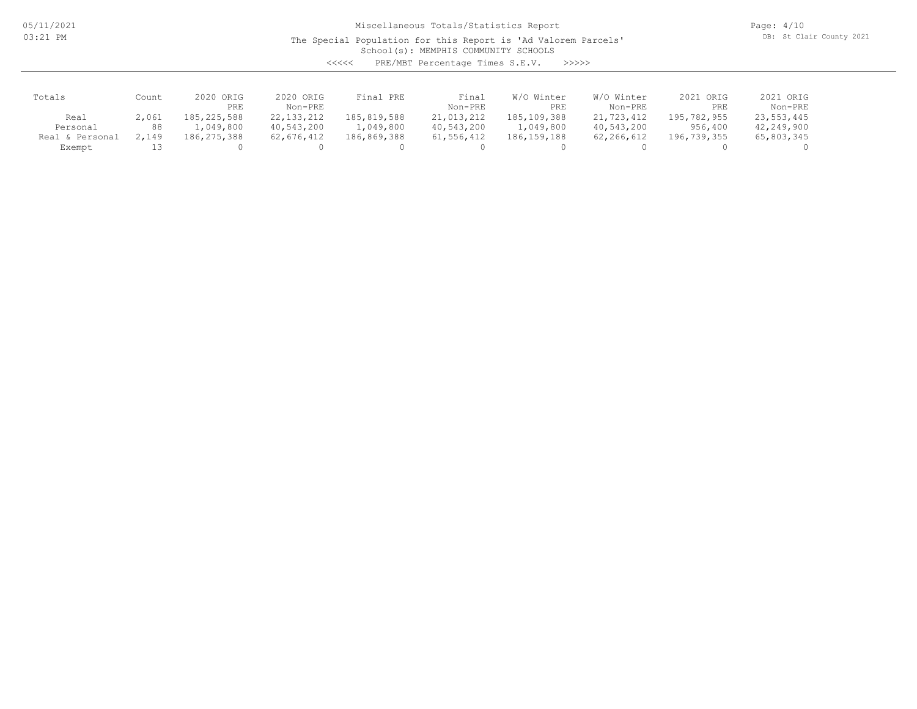Miscellaneous Totals/Statistics Report

The Special Population for this Report is 'Ad Valorem Parcels'

School(s): MEMPHIS COMMUNITY SCHOOLS

<<<<< PRE/MBT Percentage Times S.E.V. >>>>>

| Totals | Count | 2020 ORIG PRE | 2020 ORIG Non-PRE | Final PRE | Final Non-PRE | W/O Winter PRE | W/O Winter Non-PRE | 2021 ORIG PRE | 2021 ORIG Non-PRE |
|---|---|---|---|---|---|---|---|---|---|
| Real | 2,061 | 185,225,588 | 22,133,212 | 185,819,588 | 21,013,212 | 185,109,388 | 21,723,412 | 195,782,955 | 23,553,445 |
| Personal | 88 | 1,049,800 | 40,543,200 | 1,049,800 | 40,543,200 | 1,049,800 | 40,543,200 | 956,400 | 42,249,900 |
| Real & Personal | 2,149 | 186,275,388 | 62,676,412 | 186,869,388 | 61,556,412 | 186,159,188 | 62,266,612 | 196,739,355 | 65,803,345 |
| Exempt | 13 | 0 | 0 | 0 | 0 | 0 | 0 | 0 | 0 |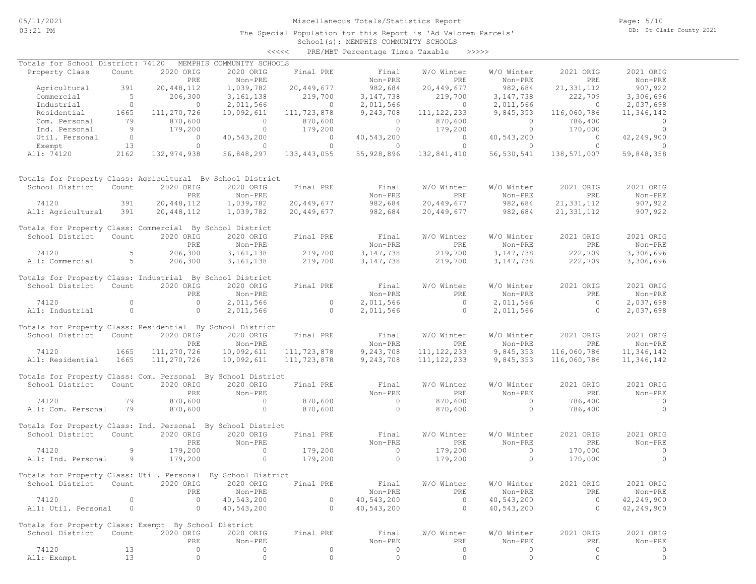Miscellaneous Totals/Statistics Report

The Special Population for this Report is 'Ad Valorem Parcels'

School(s): MEMPHIS COMMUNITY SCHOOLS

<<<<< PRE/MBT Percentage Times Taxable >>>>>

Totals for School District: 74120 MEMPHIS COMMUNITY SCHOOLS

| Property Class | Count | 2020 ORIG PRE | 2020 ORIG Non-PRE | Final PRE | Final Non-PRE | W/O Winter PRE | W/O Winter Non-PRE | 2021 ORIG PRE | 2021 ORIG Non-PRE |
|---|---|---|---|---|---|---|---|---|---|
| Agricultural | 391 | 20,448,112 | 1,039,782 | 20,449,677 | 982,684 | 20,449,677 | 982,684 | 21,331,112 | 907,922 |
| Commercial | 5 | 206,300 | 3,161,138 | 219,700 | 3,147,738 | 219,700 | 3,147,738 | 222,709 | 3,306,696 |
| Industrial | 0 | 0 | 2,011,566 | 0 | 2,011,566 | 0 | 2,011,566 | 0 | 2,037,698 |
| Residential | 1665 | 111,270,726 | 10,092,611 | 111,723,878 | 9,243,708 | 111,122,233 | 9,845,353 | 116,060,786 | 11,346,142 |
| Com. Personal | 79 | 870,600 | 0 | 870,600 | 0 | 870,600 | 0 | 786,400 | 0 |
| Ind. Personal | 9 | 179,200 | 0 | 179,200 | 0 | 179,200 | 0 | 170,000 | 0 |
| Util. Personal | 0 | 0 | 40,543,200 | 0 | 40,543,200 | 0 | 40,543,200 | 0 | 42,249,900 |
| Exempt | 13 | 0 | 0 | 0 | 0 | 0 | 0 | 0 | 0 |
| All: 74120 | 2162 | 132,974,938 | 56,848,297 | 133,443,055 | 55,928,896 | 132,841,410 | 56,530,541 | 138,571,007 | 59,848,358 |

Totals for Property Class: Agricultural By School District

| School District | Count | 2020 ORIG PRE | 2020 ORIG Non-PRE | Final PRE | Final Non-PRE | W/O Winter PRE | W/O Winter Non-PRE | 2021 ORIG PRE | 2021 ORIG Non-PRE |
|---|---|---|---|---|---|---|---|---|---|
| 74120 | 391 | 20,448,112 | 1,039,782 | 20,449,677 | 982,684 | 20,449,677 | 982,684 | 21,331,112 | 907,922 |
| All: Agricultural | 391 | 20,448,112 | 1,039,782 | 20,449,677 | 982,684 | 20,449,677 | 982,684 | 21,331,112 | 907,922 |

Totals for Property Class: Commercial By School District

| School District | Count | 2020 ORIG PRE | 2020 ORIG Non-PRE | Final PRE | Final Non-PRE | W/O Winter PRE | W/O Winter Non-PRE | 2021 ORIG PRE | 2021 ORIG Non-PRE |
|---|---|---|---|---|---|---|---|---|---|
| 74120 | 5 | 206,300 | 3,161,138 | 219,700 | 3,147,738 | 219,700 | 3,147,738 | 222,709 | 3,306,696 |
| All: Commercial | 5 | 206,300 | 3,161,138 | 219,700 | 3,147,738 | 219,700 | 3,147,738 | 222,709 | 3,306,696 |

Totals for Property Class: Industrial By School District

| School District | Count | 2020 ORIG PRE | 2020 ORIG Non-PRE | Final PRE | Final Non-PRE | W/O Winter PRE | W/O Winter Non-PRE | 2021 ORIG PRE | 2021 ORIG Non-PRE |
|---|---|---|---|---|---|---|---|---|---|
| 74120 | 0 | 0 | 2,011,566 | 0 | 2,011,566 | 0 | 2,011,566 | 0 | 2,037,698 |
| All: Industrial | 0 | 0 | 2,011,566 | 0 | 2,011,566 | 0 | 2,011,566 | 0 | 2,037,698 |

Totals for Property Class: Residential By School District

| School District | Count | 2020 ORIG PRE | 2020 ORIG Non-PRE | Final PRE | Final Non-PRE | W/O Winter PRE | W/O Winter Non-PRE | 2021 ORIG PRE | 2021 ORIG Non-PRE |
|---|---|---|---|---|---|---|---|---|---|
| 74120 | 1665 | 111,270,726 | 10,092,611 | 111,723,878 | 9,243,708 | 111,122,233 | 9,845,353 | 116,060,786 | 11,346,142 |
| All: Residential | 1665 | 111,270,726 | 10,092,611 | 111,723,878 | 9,243,708 | 111,122,233 | 9,845,353 | 116,060,786 | 11,346,142 |

Totals for Property Class: Com. Personal By School District

| School District | Count | 2020 ORIG PRE | 2020 ORIG Non-PRE | Final PRE | Final Non-PRE | W/O Winter PRE | W/O Winter Non-PRE | 2021 ORIG PRE | 2021 ORIG Non-PRE |
|---|---|---|---|---|---|---|---|---|---|
| 74120 | 79 | 870,600 | 0 | 870,600 | 0 | 870,600 | 0 | 786,400 | 0 |
| All: Com. Personal | 79 | 870,600 | 0 | 870,600 | 0 | 870,600 | 0 | 786,400 | 0 |

Totals for Property Class: Ind. Personal By School District

| School District | Count | 2020 ORIG PRE | 2020 ORIG Non-PRE | Final PRE | Final Non-PRE | W/O Winter PRE | W/O Winter Non-PRE | 2021 ORIG PRE | 2021 ORIG Non-PRE |
|---|---|---|---|---|---|---|---|---|---|
| 74120 | 9 | 179,200 | 0 | 179,200 | 0 | 179,200 | 0 | 170,000 | 0 |
| All: Ind. Personal | 9 | 179,200 | 0 | 179,200 | 0 | 179,200 | 0 | 170,000 | 0 |

Totals for Property Class: Util. Personal By School District

| School District | Count | 2020 ORIG PRE | 2020 ORIG Non-PRE | Final PRE | Final Non-PRE | W/O Winter PRE | W/O Winter Non-PRE | 2021 ORIG PRE | 2021 ORIG Non-PRE |
|---|---|---|---|---|---|---|---|---|---|
| 74120 | 0 | 0 | 40,543,200 | 0 | 40,543,200 | 0 | 40,543,200 | 0 | 42,249,900 |
| All: Util. Personal | 0 | 0 | 40,543,200 | 0 | 40,543,200 | 0 | 40,543,200 | 0 | 42,249,900 |

Totals for Property Class: Exempt By School District

| School District | Count | 2020 ORIG PRE | 2020 ORIG Non-PRE | Final PRE | Final Non-PRE | W/O Winter PRE | W/O Winter Non-PRE | 2021 ORIG PRE | 2021 ORIG Non-PRE |
|---|---|---|---|---|---|---|---|---|---|
| 74120 | 13 | 0 | 0 | 0 | 0 | 0 | 0 | 0 | 0 |
| All: Exempt | 13 | 0 | 0 | 0 | 0 | 0 | 0 | 0 | 0 |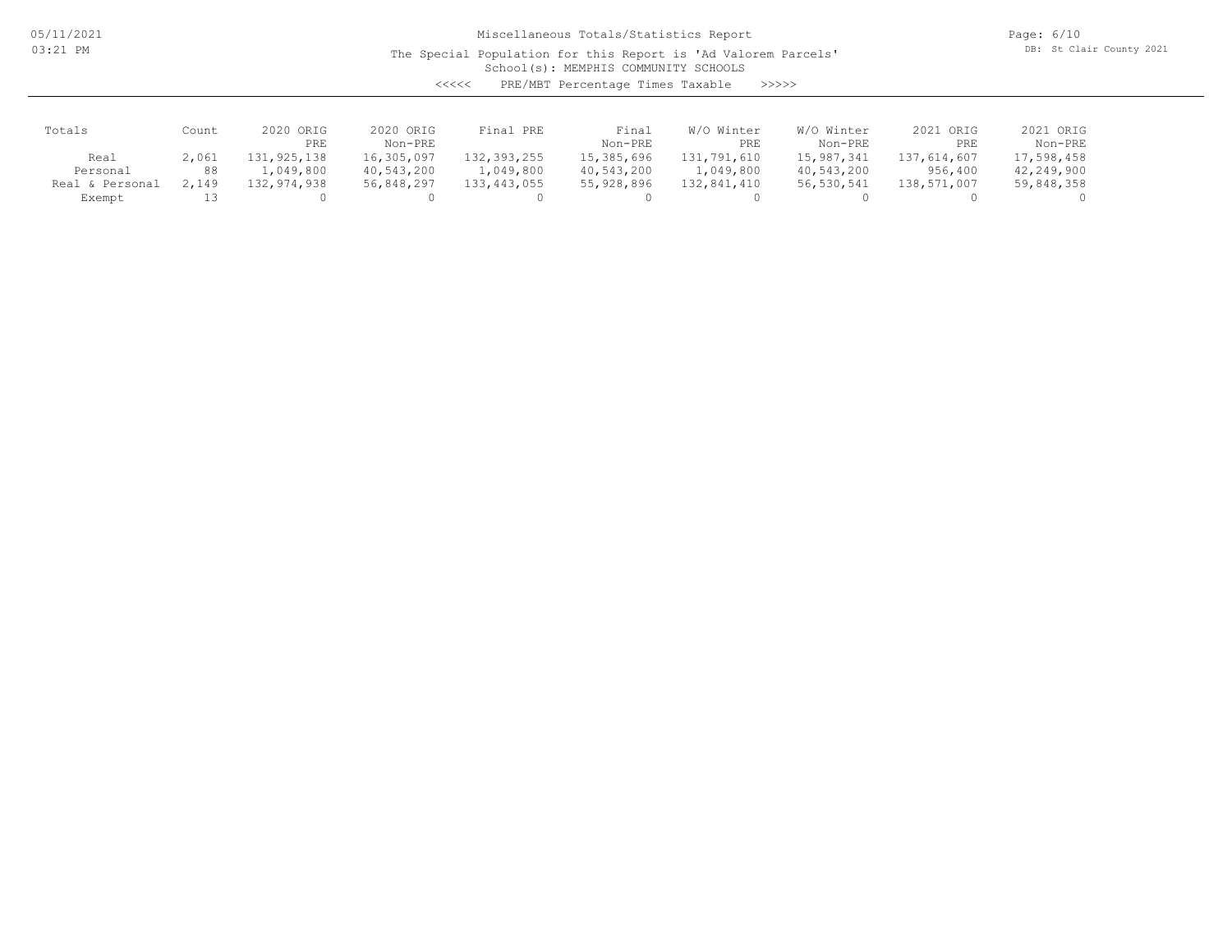Miscellaneous Totals/Statistics Report

The Special Population for this Report is 'Ad Valorem Parcels'

School(s): MEMPHIS COMMUNITY SCHOOLS

<<<<< PRE/MBT Percentage Times Taxable >>>>>

| Totals | Count | 2020 ORIG PRE | 2020 ORIG Non-PRE | Final PRE | Final Non-PRE | W/O Winter PRE | W/O Winter Non-PRE | 2021 ORIG PRE | 2021 ORIG Non-PRE |
|---|---|---|---|---|---|---|---|---|---|
| Real | 2,061 | 131,925,138 | 16,305,097 | 132,393,255 | 15,385,696 | 131,791,610 | 15,987,341 | 137,614,607 | 17,598,458 |
| Personal | 88 | 1,049,800 | 40,543,200 | 1,049,800 | 40,543,200 | 1,049,800 | 40,543,200 | 956,400 | 42,249,900 |
| Real & Personal | 2,149 | 132,974,938 | 56,848,297 | 133,443,055 | 55,928,896 | 132,841,410 | 56,530,541 | 138,571,007 | 59,848,358 |
| Exempt | 13 | 0 | 0 | 0 | 0 | 0 | 0 | 0 | 0 |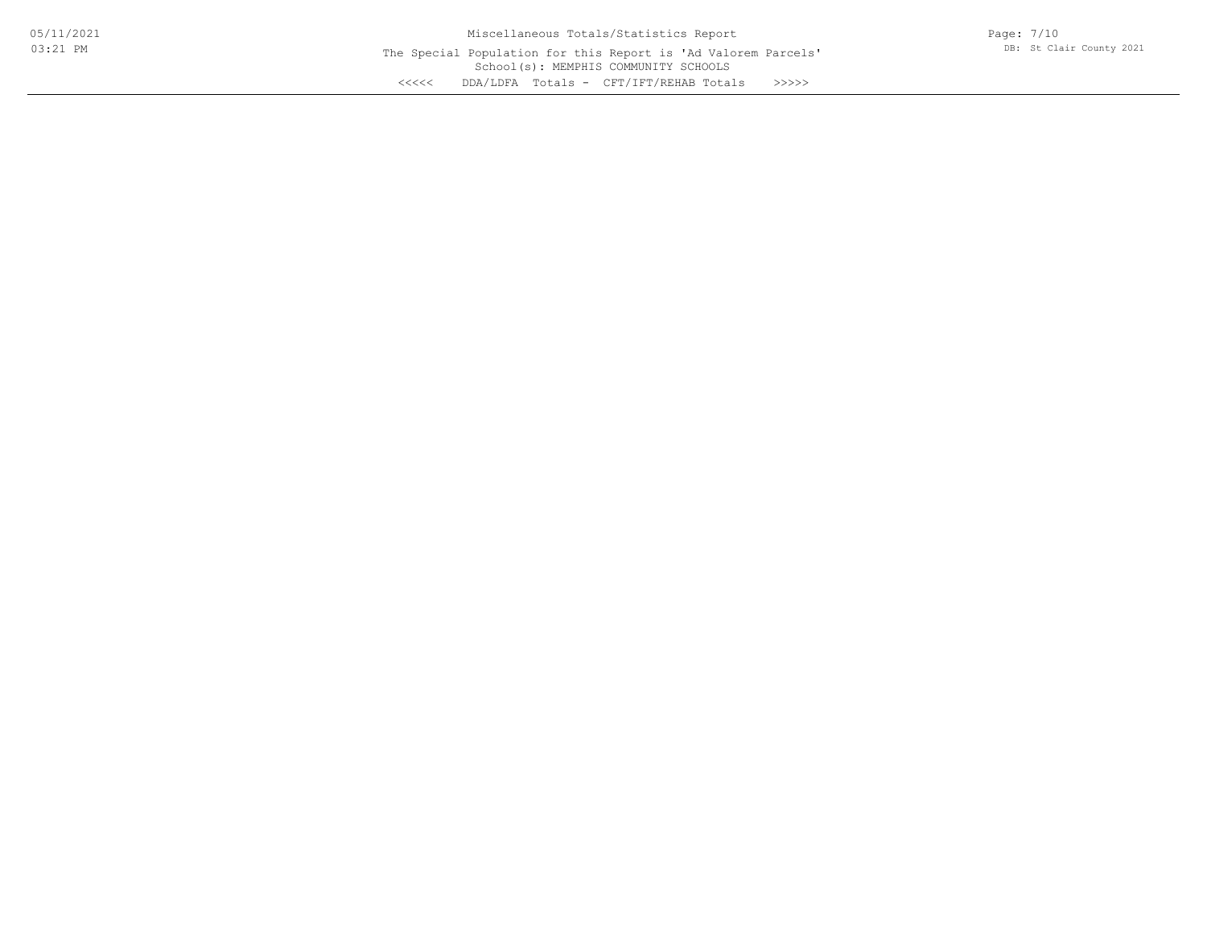<<<<< DDA/LDFA Totals - CFT/IFT/REHAB Totals >>>>>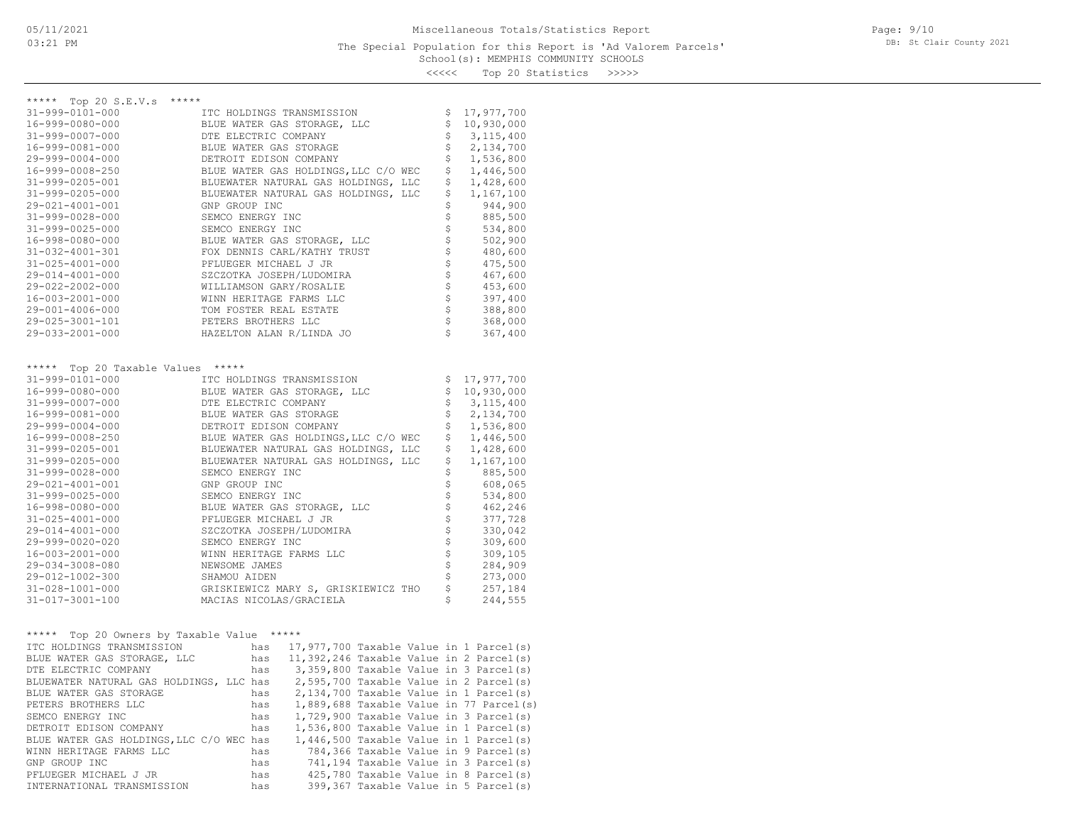Miscellaneous Totals/Statistics Report

The Special Population for this Report is 'Ad Valorem Parcels'

School(s): MEMPHIS COMMUNITY SCHOOLS

<<<<< Top 20 Statistics >>>>>

***** Top 20 S.E.V.s *****

| Parcel | Owner | S.E.V. |
|---|---|---|
| 31-999-0101-000 | ITC HOLDINGS TRANSMISSION | $ 17,977,700 |
| 16-999-0080-000 | BLUE WATER GAS STORAGE, LLC | $ 10,930,000 |
| 31-999-0007-000 | DTE ELECTRIC COMPANY | $ 3,115,400 |
| 16-999-0081-000 | BLUE WATER GAS STORAGE | $ 2,134,700 |
| 29-999-0004-000 | DETROIT EDISON COMPANY | $ 1,536,800 |
| 16-999-0008-250 | BLUE WATER GAS HOLDINGS,LLC C/O WEC | $ 1,446,500 |
| 31-999-0205-001 | BLUEWATER NATURAL GAS HOLDINGS, LLC | $ 1,428,600 |
| 31-999-0205-000 | BLUEWATER NATURAL GAS HOLDINGS, LLC | $ 1,167,100 |
| 29-021-4001-001 | GNP GROUP INC | $ 944,900 |
| 31-999-0028-000 | SEMCO ENERGY INC | $ 885,500 |
| 31-999-0025-000 | SEMCO ENERGY INC | $ 534,800 |
| 16-998-0080-000 | BLUE WATER GAS STORAGE, LLC | $ 502,900 |
| 31-032-4001-301 | FOX DENNIS CARL/KATHY TRUST | $ 480,600 |
| 31-025-4001-000 | PFLUEGER MICHAEL J JR | $ 475,500 |
| 29-014-4001-000 | SZCZOTKA JOSEPH/LUDOMIRA | $ 467,600 |
| 29-022-2002-000 | WILLIAMSON GARY/ROSALIE | $ 453,600 |
| 16-003-2001-000 | WINN HERITAGE FARMS LLC | $ 397,400 |
| 29-001-4006-000 | TOM FOSTER REAL ESTATE | $ 388,800 |
| 29-025-3001-101 | PETERS BROTHERS LLC | $ 368,000 |
| 29-033-2001-000 | HAZELTON ALAN R/LINDA JO | $ 367,400 |

***** Top 20 Taxable Values *****

| Parcel | Owner | Taxable Value |
|---|---|---|
| 31-999-0101-000 | ITC HOLDINGS TRANSMISSION | $ 17,977,700 |
| 16-999-0080-000 | BLUE WATER GAS STORAGE, LLC | $ 10,930,000 |
| 31-999-0007-000 | DTE ELECTRIC COMPANY | $ 3,115,400 |
| 16-999-0081-000 | BLUE WATER GAS STORAGE | $ 2,134,700 |
| 29-999-0004-000 | DETROIT EDISON COMPANY | $ 1,536,800 |
| 16-999-0008-250 | BLUE WATER GAS HOLDINGS,LLC C/O WEC | $ 1,446,500 |
| 31-999-0205-001 | BLUEWATER NATURAL GAS HOLDINGS, LLC | $ 1,428,600 |
| 31-999-0205-000 | BLUEWATER NATURAL GAS HOLDINGS, LLC | $ 1,167,100 |
| 31-999-0028-000 | SEMCO ENERGY INC | $ 885,500 |
| 29-021-4001-001 | GNP GROUP INC | $ 608,065 |
| 31-999-0025-000 | SEMCO ENERGY INC | $ 534,800 |
| 16-998-0080-000 | BLUE WATER GAS STORAGE, LLC | $ 462,246 |
| 31-025-4001-000 | PFLUEGER MICHAEL J JR | $ 377,728 |
| 29-014-4001-000 | SZCZOTKA JOSEPH/LUDOMIRA | $ 330,042 |
| 29-999-0020-020 | SEMCO ENERGY INC | $ 309,600 |
| 16-003-2001-000 | WINN HERITAGE FARMS LLC | $ 309,105 |
| 29-034-3008-080 | NEWSOME JAMES | $ 284,909 |
| 29-012-1002-300 | SHAMOU AIDEN | $ 273,000 |
| 31-028-1001-000 | GRISKIEWICZ MARY S, GRISKIEWICZ THO | $ 257,184 |
| 31-017-3001-100 | MACIAS NICOLAS/GRACIELA | $ 244,555 |

***** Top 20 Owners by Taxable Value *****

| Owner | | Taxable Value | Parcels |
|---|---|---|---|
| ITC HOLDINGS TRANSMISSION | has | 17,977,700 Taxable Value | in 1 Parcel(s) |
| BLUE WATER GAS STORAGE, LLC | has | 11,392,246 Taxable Value | in 2 Parcel(s) |
| DTE ELECTRIC COMPANY | has | 3,359,800 Taxable Value | in 3 Parcel(s) |
| BLUEWATER NATURAL GAS HOLDINGS, LLC | has | 2,595,700 Taxable Value | in 2 Parcel(s) |
| BLUE WATER GAS STORAGE | has | 2,134,700 Taxable Value | in 1 Parcel(s) |
| PETERS BROTHERS LLC | has | 1,889,688 Taxable Value | in 77 Parcel(s) |
| SEMCO ENERGY INC | has | 1,729,900 Taxable Value | in 3 Parcel(s) |
| DETROIT EDISON COMPANY | has | 1,536,800 Taxable Value | in 1 Parcel(s) |
| BLUE WATER GAS HOLDINGS,LLC C/O WEC | has | 1,446,500 Taxable Value | in 1 Parcel(s) |
| WINN HERITAGE FARMS LLC | has | 784,366 Taxable Value | in 9 Parcel(s) |
| GNP GROUP INC | has | 741,194 Taxable Value | in 3 Parcel(s) |
| PFLUEGER MICHAEL J JR | has | 425,780 Taxable Value | in 8 Parcel(s) |
| INTERNATIONAL TRANSMISSION | has | 399,367 Taxable Value | in 5 Parcel(s) |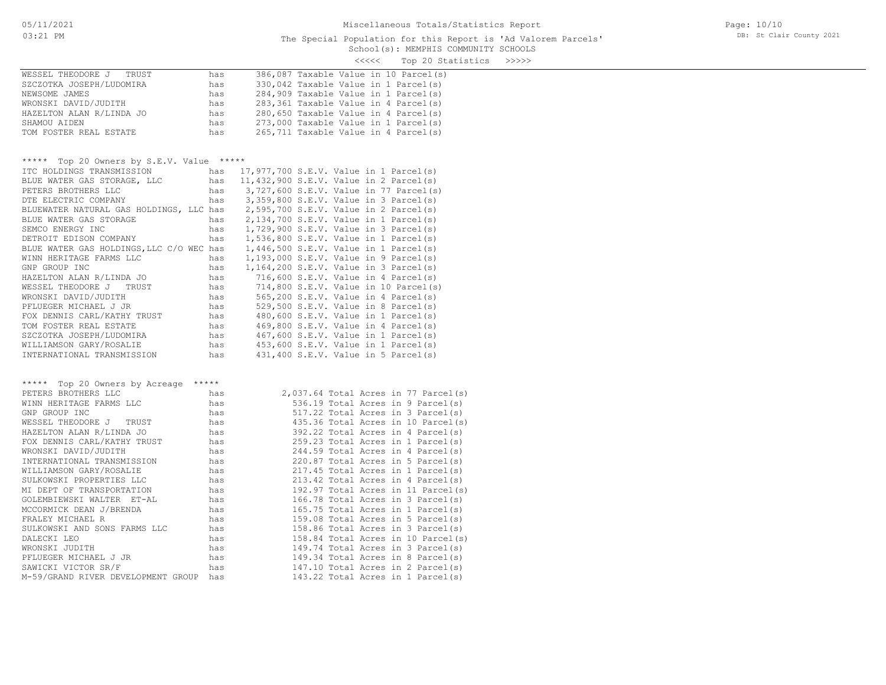| | | |
|---|---|---|
| WESSEL THEODORE J TRUST | has | 386,087 Taxable Value in 10 Parcel(s) |
| SZCZOTKA JOSEPH/LUDOMIRA | has | 330,042 Taxable Value in 1 Parcel(s) |
| NEWSOME JAMES | has | 284,909 Taxable Value in 1 Parcel(s) |
| WRONSKI DAVID/JUDITH | has | 283,361 Taxable Value in 4 Parcel(s) |
| HAZELTON ALAN R/LINDA JO | has | 280,650 Taxable Value in 4 Parcel(s) |
| SHAMOU AIDEN | has | 273,000 Taxable Value in 1 Parcel(s) |
| TOM FOSTER REAL ESTATE | has | 265,711 Taxable Value in 4 Parcel(s) |

***** Top 20 Owners by S.E.V. Value *****

| | | |
|---|---|---|
| ITC HOLDINGS TRANSMISSION | has | 17,977,700 S.E.V. Value in 1 Parcel(s) |
| BLUE WATER GAS STORAGE, LLC | has | 11,432,900 S.E.V. Value in 2 Parcel(s) |
| PETERS BROTHERS LLC | has | 3,727,600 S.E.V. Value in 77 Parcel(s) |
| DTE ELECTRIC COMPANY | has | 3,359,800 S.E.V. Value in 3 Parcel(s) |
| BLUEWATER NATURAL GAS HOLDINGS, LLC | has | 2,595,700 S.E.V. Value in 2 Parcel(s) |
| BLUE WATER GAS STORAGE | has | 2,134,700 S.E.V. Value in 1 Parcel(s) |
| SEMCO ENERGY INC | has | 1,729,900 S.E.V. Value in 3 Parcel(s) |
| DETROIT EDISON COMPANY | has | 1,536,800 S.E.V. Value in 1 Parcel(s) |
| BLUE WATER GAS HOLDINGS,LLC C/O WEC | has | 1,446,500 S.E.V. Value in 1 Parcel(s) |
| WINN HERITAGE FARMS LLC | has | 1,193,000 S.E.V. Value in 9 Parcel(s) |
| GNP GROUP INC | has | 1,164,200 S.E.V. Value in 3 Parcel(s) |
| HAZELTON ALAN R/LINDA JO | has | 716,600 S.E.V. Value in 4 Parcel(s) |
| WESSEL THEODORE J TRUST | has | 714,800 S.E.V. Value in 10 Parcel(s) |
| WRONSKI DAVID/JUDITH | has | 565,200 S.E.V. Value in 4 Parcel(s) |
| PFLUEGER MICHAEL J JR | has | 529,500 S.E.V. Value in 8 Parcel(s) |
| FOX DENNIS CARL/KATHY TRUST | has | 480,600 S.E.V. Value in 1 Parcel(s) |
| TOM FOSTER REAL ESTATE | has | 469,800 S.E.V. Value in 4 Parcel(s) |
| SZCZOTKA JOSEPH/LUDOMIRA | has | 467,600 S.E.V. Value in 1 Parcel(s) |
| WILLIAMSON GARY/ROSALIE | has | 453,600 S.E.V. Value in 1 Parcel(s) |
| INTERNATIONAL TRANSMISSION | has | 431,400 S.E.V. Value in 5 Parcel(s) |

***** Top 20 Owners by Acreage *****

| | | |
|---|---|---|
| PETERS BROTHERS LLC | has | 2,037.64 Total Acres in 77 Parcel(s) |
| WINN HERITAGE FARMS LLC | has | 536.19 Total Acres in 9 Parcel(s) |
| GNP GROUP INC | has | 517.22 Total Acres in 3 Parcel(s) |
| WESSEL THEODORE J TRUST | has | 435.36 Total Acres in 10 Parcel(s) |
| HAZELTON ALAN R/LINDA JO | has | 392.22 Total Acres in 4 Parcel(s) |
| FOX DENNIS CARL/KATHY TRUST | has | 259.23 Total Acres in 1 Parcel(s) |
| WRONSKI DAVID/JUDITH | has | 244.59 Total Acres in 4 Parcel(s) |
| INTERNATIONAL TRANSMISSION | has | 220.87 Total Acres in 5 Parcel(s) |
| WILLIAMSON GARY/ROSALIE | has | 217.45 Total Acres in 1 Parcel(s) |
| SULKOWSKI PROPERTIES LLC | has | 213.42 Total Acres in 4 Parcel(s) |
| MI DEPT OF TRANSPORTATION | has | 192.97 Total Acres in 11 Parcel(s) |
| GOLEMBIEWSKI WALTER ET-AL | has | 166.78 Total Acres in 3 Parcel(s) |
| MCCORMICK DEAN J/BRENDA | has | 165.75 Total Acres in 1 Parcel(s) |
| FRALEY MICHAEL R | has | 159.08 Total Acres in 5 Parcel(s) |
| SULKOWSKI AND SONS FARMS LLC | has | 158.86 Total Acres in 3 Parcel(s) |
| DALECKI LEO | has | 158.84 Total Acres in 10 Parcel(s) |
| WRONSKI JUDITH | has | 149.74 Total Acres in 3 Parcel(s) |
| PFLUEGER MICHAEL J JR | has | 149.34 Total Acres in 8 Parcel(s) |
| SAWICKI VICTOR SR/F | has | 147.10 Total Acres in 2 Parcel(s) |
| M-59/GRAND RIVER DEVELOPMENT GROUP | has | 143.22 Total Acres in 1 Parcel(s) |